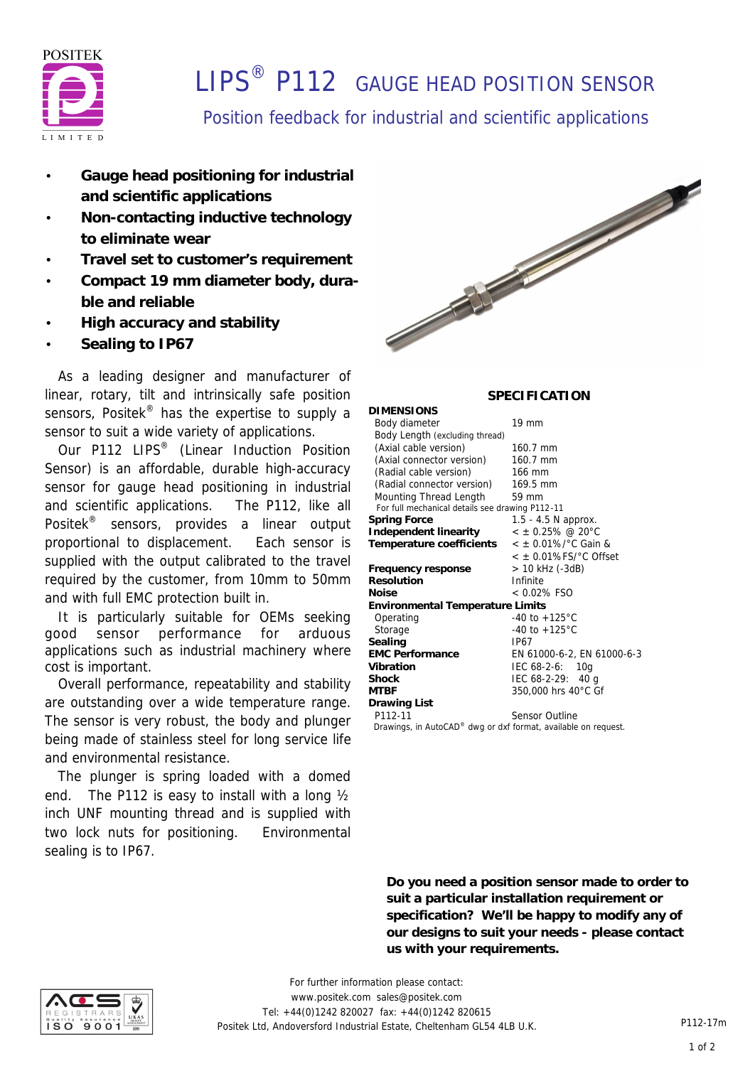# LIPS® P112 GAUGE HEAD POSITION SENSOR

## Position feedback for industrial and scientific applications

- **Gauge head positioning for industrial and scientific applications**
- **Non-contacting inductive technology to eliminate wear**
- **Travel set to customer's requirement**
- **Compact 19 mm diameter body, durable and reliable**
- **High accuracy and stability**
- **Sealing to IP67**

As a leading designer and manufacturer of linear, rotary, tilt and intrinsically safe position sensors, Positek® has the expertise to supply a sensor to suit a wide variety of applications.

Our P112 LIPS® (Linear Induction Position Sensor) is an affordable, durable high-accuracy sensor for gauge head positioning in industrial and scientific applications. The P112, like all Positek® sensors, provides a linear output proportional to displacement. Each sensor is supplied with the output calibrated to the travel required by the customer, from 10mm to 50mm and with full EMC protection built in.

It is particularly suitable for OEMs seeking good sensor performance for arduous applications such as industrial machinery where cost is important.

Overall performance, repeatability and stability are outstanding over a wide temperature range. The sensor is very robust, the body and plunger being made of stainless steel for long service life and environmental resistance.

The plunger is spring loaded with a domed end. The P112 is easy to install with a long ½ inch UNF mounting thread and is supplied with two lock nuts for positioning. Environmental sealing is to IP67.

## SPECIFICATION

| | |
|---|---|
| **DIMENSIONS** | |
| Body diameter | 19 mm |
| Body Length (excluding thread) | |
| (Axial cable version) | 160.7 mm |
| (Axial connector version) | 160.7 mm |
| (Radial cable version) | 166 mm |
| (Radial connector version) | 169.5 mm |
| Mounting Thread Length | 59 mm |
| For full mechanical details see drawing P112-11 | |
| **Spring Force** | 1.5 - 4.5 N approx. |
| **Independent linearity** | < ± 0.25% @ 20°C |
| **Temperature coefficients** | < ± 0.01%/°C Gain & |
| | < ± 0.01%FS/°C Offset |
| **Frequency response** | > 10 kHz (-3dB) |
| **Resolution** | Infinite |
| **Noise** | < 0.02% FSO |
| **Environmental Temperature Limits** | |
| Operating | -40 to +125°C |
| Storage | -40 to +125°C |
| **Sealing** | IP67 |
| **EMC Performance** | EN 61000-6-2, EN 61000-6-3 |
| **Vibration** | IEC 68-2-6: 10g |
| **Shock** | IEC 68-2-29: 40 g |
| **MTBF** | 350,000 hrs 40°C Gf |
| **Drawing List** | |
| P112-11 | Sensor Outline |

Drawings, in AutoCAD® dwg or dxf format, available on request.

**Do you need a position sensor made to order to suit a particular installation requirement or specification? We'll be happy to modify any of our designs to suit your needs - please contact us with your requirements.**

For further information please contact:
www.positek.com sales@positek.com
Tel: +44(0)1242 820027 fax: +44(0)1242 820615
Positek Ltd, Andoversford Industrial Estate, Cheltenham GL54 4LB U.K.

P112-17m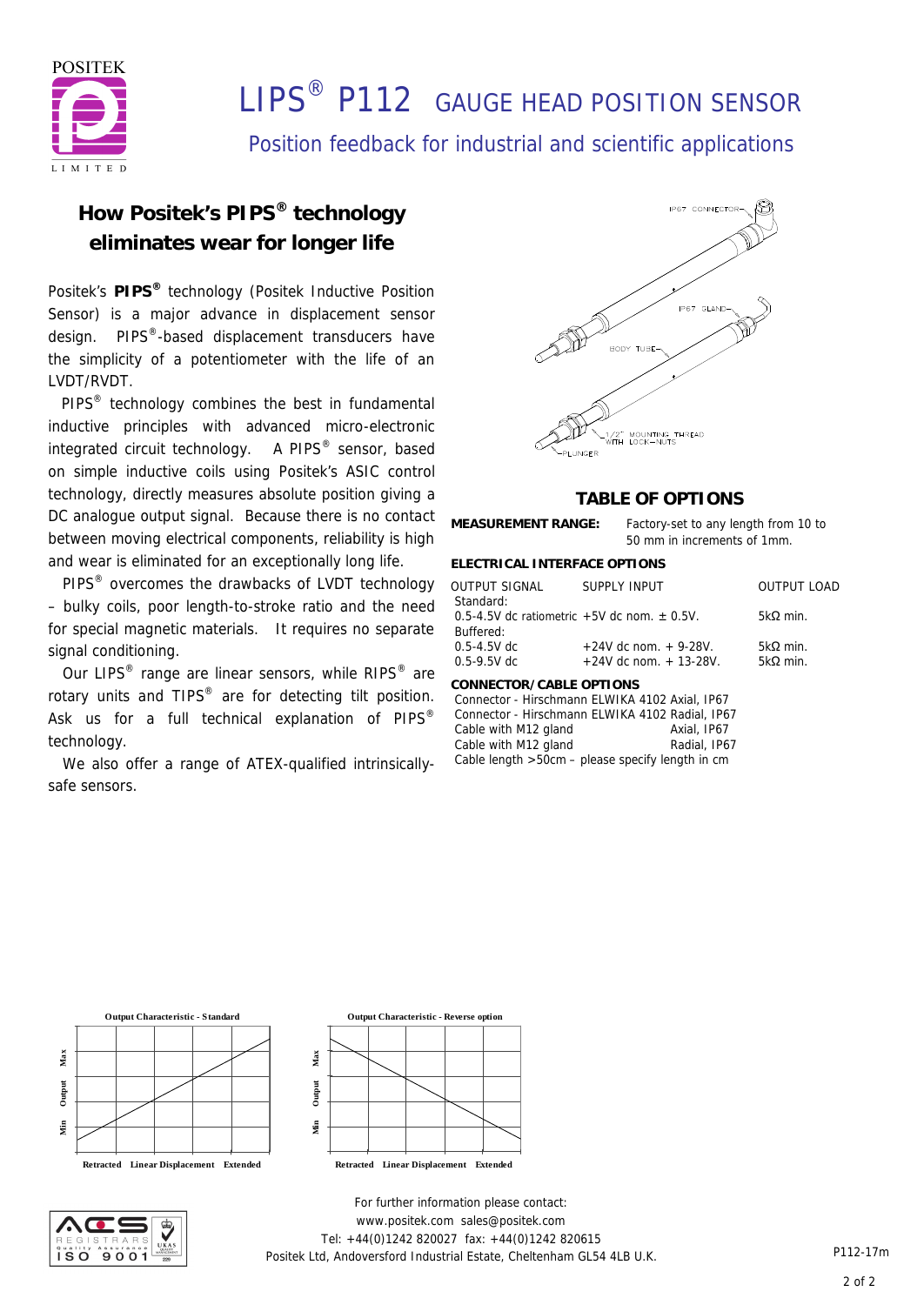# LIPS® P112 GAUGE HEAD POSITION SENSOR

Position feedback for industrial and scientific applications

## How Positek's PIPS® technology eliminates wear for longer life

Positek's **PIPS®** technology (Positek Inductive Position Sensor) is a major advance in displacement sensor design. PIPS®-based displacement transducers have the simplicity of a potentiometer with the life of an LVDT/RVDT.

PIPS® technology combines the best in fundamental inductive principles with advanced micro-electronic integrated circuit technology. A PIPS® sensor, based on simple inductive coils using Positek's ASIC control technology, directly measures absolute position giving a DC analogue output signal. Because there is no contact between moving electrical components, reliability is high and wear is eliminated for an exceptionally long life.

PIPS® overcomes the drawbacks of LVDT technology – bulky coils, poor length-to-stroke ratio and the need for special magnetic materials. It requires no separate signal conditioning.

Our LIPS® range are linear sensors, while RIPS® are rotary units and TIPS® are for detecting tilt position. Ask us for a full technical explanation of PIPS® technology.

We also offer a range of ATEX-qualified intrinsically-safe sensors.

IP67 CONNECTOR
IP67 GLAND
BODY TUBE
1/2" MOUNTING THREAD WITH LOCK-NUTS
PLUNGER

## TABLE OF OPTIONS

**MEASUREMENT RANGE:** Factory-set to any length from 10 to 50 mm in increments of 1mm.

**ELECTRICAL INTERFACE OPTIONS**

| OUTPUT SIGNAL | SUPPLY INPUT | OUTPUT LOAD |
|---|---|---|
| Standard: | | |
| 0.5-4.5V dc ratiometric | +5V dc nom. ± 0.5V. | 5kΩ min. |
| Buffered: | | |
| 0.5-4.5V dc | +24V dc nom. + 9-28V. | 5kΩ min. |
| 0.5-9.5V dc | +24V dc nom. + 13-28V. | 5kΩ min. |

**CONNECTOR/CABLE OPTIONS**

| | |
|---|---|
| Connector - Hirschmann ELWIKA 4102 Axial, IP67 | |
| Connector - Hirschmann ELWIKA 4102 Radial, IP67 | |
| Cable with M12 gland | Axial, IP67 |
| Cable with M12 gland | Radial, IP67 |
| Cable length >50cm – please specify length in cm | |

**Output Characteristic - Standard**

Max
Output
Min
Retracted Linear Displacement Extended

**Output Characteristic - Reverse option**

Max
Output
Min
Retracted Linear Displacement Extended

ACS REGISTRARS Quality Assurance ISO 9001 UKAS

For further information please contact:
www.positek.com sales@positek.com
Tel: +44(0)1242 820027 fax: +44(0)1242 820615
Positek Ltd, Andoversford Industrial Estate, Cheltenham GL54 4LB U.K.

P112-17m